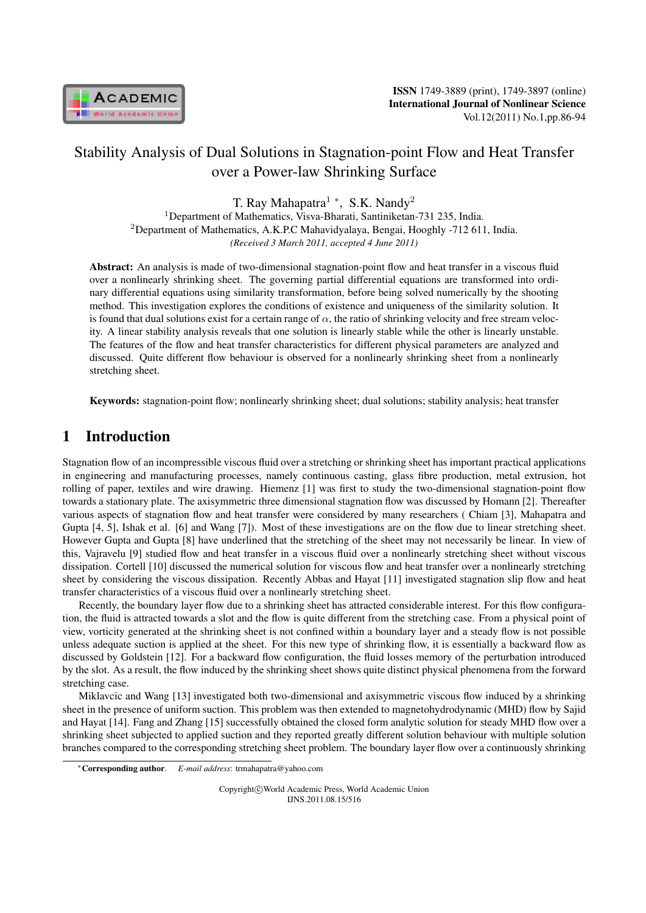# Stability Analysis of Dual Solutions in Stagnation-point Flow and Heat Transfer over a Power-law Shrinking Surface

T. Ray Mahapatra[1] *, S.K. Nandy[2]

[1]Department of Mathematics, Visva-Bharati, Santiniketan-731 235, India.
[2]Department of Mathematics, A.K.P.C Mahavidyalaya, Bengai, Hooghly -712 611, India.
*(Received 3 March 2011, accepted 4 June 2011)*

**Abstract:** An analysis is made of two-dimensional stagnation-point flow and heat transfer in a viscous fluid over a nonlinearly shrinking sheet. The governing partial differential equations are transformed into ordinary differential equations using similarity transformation, before being solved numerically by the shooting method. This investigation explores the conditions of existence and uniqueness of the similarity solution. It is found that dual solutions exist for a certain range of $\alpha$, the ratio of shrinking velocity and free stream velocity. A linear stability analysis reveals that one solution is linearly stable while the other is linearly unstable. The features of the flow and heat transfer characteristics for different physical parameters are analyzed and discussed. Quite different flow behaviour is observed for a nonlinearly shrinking sheet from a nonlinearly stretching sheet.

**Keywords:** stagnation-point flow; nonlinearly shrinking sheet; dual solutions; stability analysis; heat transfer

## 1 Introduction

Stagnation flow of an incompressible viscous fluid over a stretching or shrinking sheet has important practical applications in engineering and manufacturing processes, namely continuous casting, glass fibre production, metal extrusion, hot rolling of paper, textiles and wire drawing. Hiemenz [1] was first to study the two-dimensional stagnation-point flow towards a stationary plate. The axisymmetric three dimensional stagnation flow was discussed by Homann [2]. Thereafter various aspects of stagnation flow and heat transfer were considered by many researchers ( Chiam [3], Mahapatra and Gupta [4, 5], Ishak et al. [6] and Wang [7]). Most of these investigations are on the flow due to linear stretching sheet. However Gupta and Gupta [8] have underlined that the stretching of the sheet may not necessarily be linear. In view of this, Vajravelu [9] studied flow and heat transfer in a viscous fluid over a nonlinearly stretching sheet without viscous dissipation. Cortell [10] discussed the numerical solution for viscous flow and heat transfer over a nonlinearly stretching sheet by considering the viscous dissipation. Recently Abbas and Hayat [11] investigated stagnation slip flow and heat transfer characteristics of a viscous fluid over a nonlinearly stretching sheet.

Recently, the boundary layer flow due to a shrinking sheet has attracted considerable interest. For this flow configuration, the fluid is attracted towards a slot and the flow is quite different from the stretching case. From a physical point of view, vorticity generated at the shrinking sheet is not confined within a boundary layer and a steady flow is not possible unless adequate suction is applied at the sheet. For this new type of shrinking flow, it is essentially a backward flow as discussed by Goldstein [12]. For a backward flow configuration, the fluid losses memory of the perturbation introduced by the slot. As a result, the flow induced by the shrinking sheet shows quite distinct physical phenomena from the forward stretching case.

Miklavcic and Wang [13] investigated both two-dimensional and axisymmetric viscous flow induced by a shrinking sheet in the presence of uniform suction. This problem was then extended to magnetohydrodynamic (MHD) flow by Sajid and Hayat [14]. Fang and Zhang [15] successfully obtained the closed form analytic solution for steady MHD flow over a shrinking sheet subjected to applied suction and they reported greatly different solution behaviour with multiple solution branches compared to the corresponding stretching sheet problem. The boundary layer flow over a continuously shrinking

*Corresponding author. *E-mail address*: trmahapatra@yahoo.com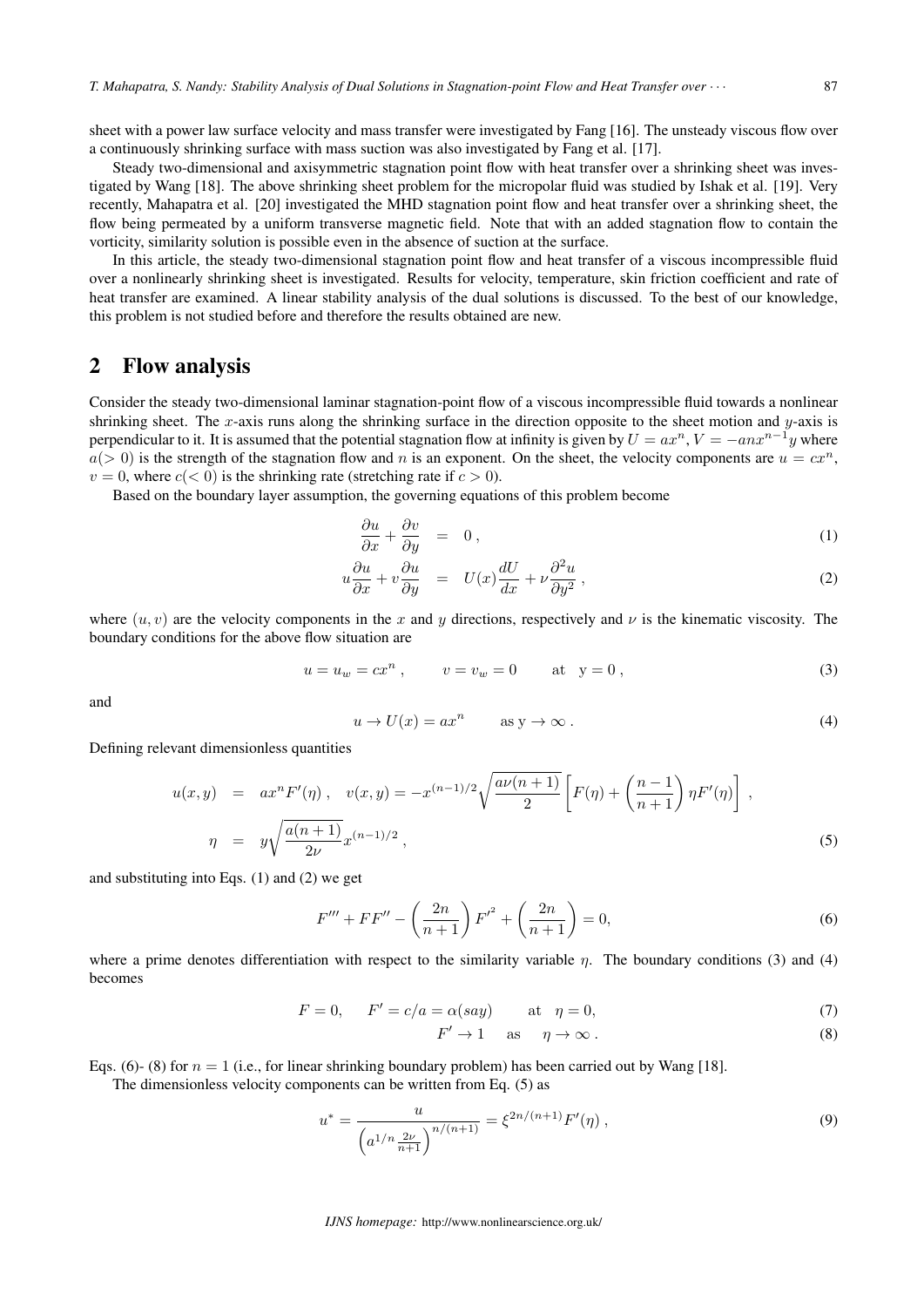sheet with a power law surface velocity and mass transfer were investigated by Fang [16]. The unsteady viscous flow over a continuously shrinking surface with mass suction was also investigated by Fang et al. [17].

Steady two-dimensional and axisymmetric stagnation point flow with heat transfer over a shrinking sheet was investigated by Wang [18]. The above shrinking sheet problem for the micropolar fluid was studied by Ishak et al. [19]. Very recently, Mahapatra et al. [20] investigated the MHD stagnation point flow and heat transfer over a shrinking sheet, the flow being permeated by a uniform transverse magnetic field. Note that with an added stagnation flow to contain the vorticity, similarity solution is possible even in the absence of suction at the surface.

In this article, the steady two-dimensional stagnation point flow and heat transfer of a viscous incompressible fluid over a nonlinearly shrinking sheet is investigated. Results for velocity, temperature, skin friction coefficient and rate of heat transfer are examined. A linear stability analysis of the dual solutions is discussed. To the best of our knowledge, this problem is not studied before and therefore the results obtained are new.

## 2 Flow analysis

Consider the steady two-dimensional laminar stagnation-point flow of a viscous incompressible fluid towards a nonlinear shrinking sheet. The $x$-axis runs along the shrinking surface in the direction opposite to the sheet motion and $y$-axis is perpendicular to it. It is assumed that the potential stagnation flow at infinity is given by $U = ax^n$, $V = -anx^{n-1}y$ where $a(>0)$ is the strength of the stagnation flow and $n$ is an exponent. On the sheet, the velocity components are $u = cx^n$, $v = 0$, where $c(<0)$ is the shrinking rate (stretching rate if $c > 0$).

Based on the boundary layer assumption, the governing equations of this problem become

$$\frac{\partial u}{\partial x} + \frac{\partial v}{\partial y} = 0\,, \tag{1}$$

$$u\frac{\partial u}{\partial x} + v\frac{\partial u}{\partial y} = U(x)\frac{dU}{dx} + \nu\frac{\partial^2 u}{\partial y^2}\,, \tag{2}$$

where $(u, v)$ are the velocity components in the $x$ and $y$ directions, respectively and $\nu$ is the kinematic viscosity. The boundary conditions for the above flow situation are

$$u = u_w = cx^n\,, \qquad v = v_w = 0 \qquad \text{at} \quad \text{y} = 0\,, \tag{3}$$

and

$$u \to U(x) = ax^n \qquad \text{as y} \to \infty\,. \tag{4}$$

Defining relevant dimensionless quantities

$$u(x,y) = ax^n F'(\eta)\,, \quad v(x,y) = -x^{(n-1)/2}\sqrt{\frac{a\nu(n+1)}{2}}\left[F(\eta) + \left(\frac{n-1}{n+1}\right)\eta F'(\eta)\right]\,,$$
$$\eta = y\sqrt{\frac{a(n+1)}{2\nu}}x^{(n-1)/2}\,, \tag{5}$$

and substituting into Eqs. (1) and (2) we get

$$F''' + FF'' - \left(\frac{2n}{n+1}\right)F'^2 + \left(\frac{2n}{n+1}\right) = 0, \tag{6}$$

where a prime denotes differentiation with respect to the similarity variable $\eta$. The boundary conditions (3) and (4) becomes

$$F = 0, \quad F' = c/a = \alpha(say) \qquad \text{at} \quad \eta = 0, \tag{7}$$

$$F' \to 1 \quad \text{as} \quad \eta \to \infty\,. \tag{8}$$

Eqs. (6)- (8) for $n = 1$ (i.e., for linear shrinking boundary problem) has been carried out by Wang [18].

The dimensionless velocity components can be written from Eq. (5) as

$$u^* = \frac{u}{\left(a^{1/n}\frac{2\nu}{n+1}\right)^{n/(n+1)}} = \xi^{2n/(n+1)}F'(\eta)\,, \tag{9}$$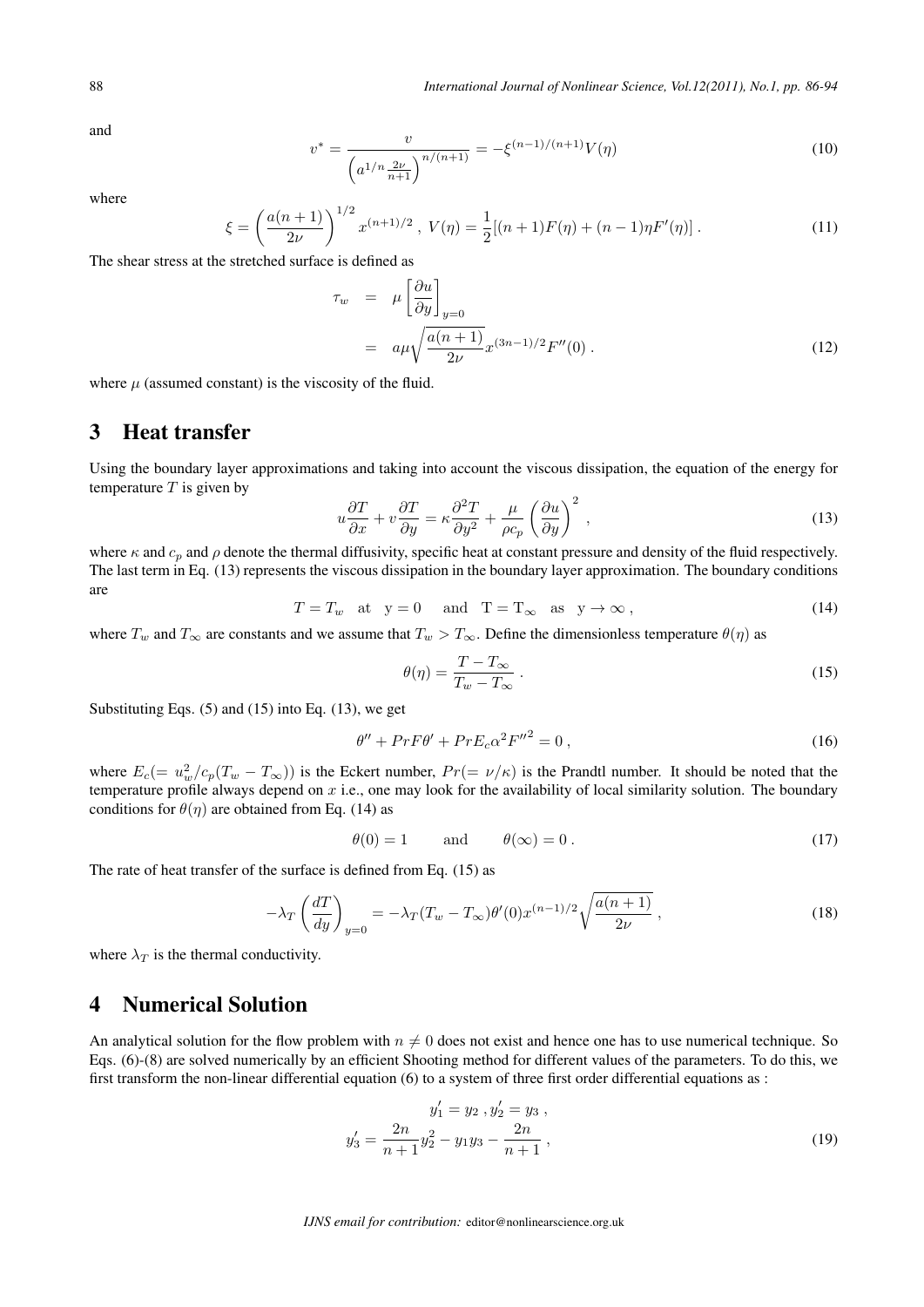and

$$v^* = \frac{v}{\left(a^{1/n}\frac{2\nu}{n+1}\right)^{n/(n+1)}} = -\xi^{(n-1)/(n+1)}V(\eta) \tag{10}$$

where

$$\xi = \left(\frac{a(n+1)}{2\nu}\right)^{1/2} x^{(n+1)/2}\ ,\ V(\eta) = \frac{1}{2}[(n+1)F(\eta) + (n-1)\eta F'(\eta)]\ . \tag{11}$$

The shear stress at the stretched surface is defined as

$$\begin{aligned} \tau_w &= \mu\left[\frac{\partial u}{\partial y}\right]_{y=0} \\ &= a\mu\sqrt{\frac{a(n+1)}{2\nu}}x^{(3n-1)/2}F''(0)\ . \end{aligned} \tag{12}$$

where $\mu$ (assumed constant) is the viscosity of the fluid.

# 3 Heat transfer

Using the boundary layer approximations and taking into account the viscous dissipation, the equation of the energy for temperature $T$ is given by

$$u\frac{\partial T}{\partial x} + v\frac{\partial T}{\partial y} = \kappa\frac{\partial^2 T}{\partial y^2} + \frac{\mu}{\rho c_p}\left(\frac{\partial u}{\partial y}\right)^2\ , \tag{13}$$

where $\kappa$ and $c_p$ and $\rho$ denote the thermal diffusivity, specific heat at constant pressure and density of the fluid respectively. The last term in Eq. (13) represents the viscous dissipation in the boundary layer approximation. The boundary conditions are

$$T = T_w \quad \text{at} \quad y = 0 \quad \text{and} \quad T = T_\infty \quad \text{as} \quad y \to \infty\ , \tag{14}$$

where $T_w$ and $T_\infty$ are constants and we assume that $T_w > T_\infty$. Define the dimensionless temperature $\theta(\eta)$ as

$$\theta(\eta) = \frac{T - T_\infty}{T_w - T_\infty}\ . \tag{15}$$

Substituting Eqs. (5) and (15) into Eq. (13), we get

$$\theta'' + PrF\theta' + PrE_c\alpha^2 F''^2 = 0\ , \tag{16}$$

where $E_c(= u_w^2/c_p(T_w - T_\infty))$ is the Eckert number, $Pr(= \nu/\kappa)$ is the Prandtl number. It should be noted that the temperature profile always depend on $x$ i.e., one may look for the availability of local similarity solution. The boundary conditions for $\theta(\eta)$ are obtained from Eq. (14) as

$$\theta(0) = 1 \qquad \text{and} \qquad \theta(\infty) = 0\ . \tag{17}$$

The rate of heat transfer of the surface is defined from Eq. (15) as

$$-\lambda_T\left(\frac{dT}{dy}\right)_{y=0} = -\lambda_T(T_w - T_\infty)\theta'(0)x^{(n-1)/2}\sqrt{\frac{a(n+1)}{2\nu}}\ , \tag{18}$$

where $\lambda_T$ is the thermal conductivity.

# 4 Numerical Solution

An analytical solution for the flow problem with $n \neq 0$ does not exist and hence one has to use numerical technique. So Eqs. (6)-(8) are solved numerically by an efficient Shooting method for different values of the parameters. To do this, we first transform the non-linear differential equation (6) to a system of three first order differential equations as :

$$\begin{gathered} y_1' = y_2\ , y_2' = y_3\ , \\ y_3' = \frac{2n}{n+1}y_2^2 - y_1 y_3 - \frac{2n}{n+1}\ , \end{gathered} \tag{19}$$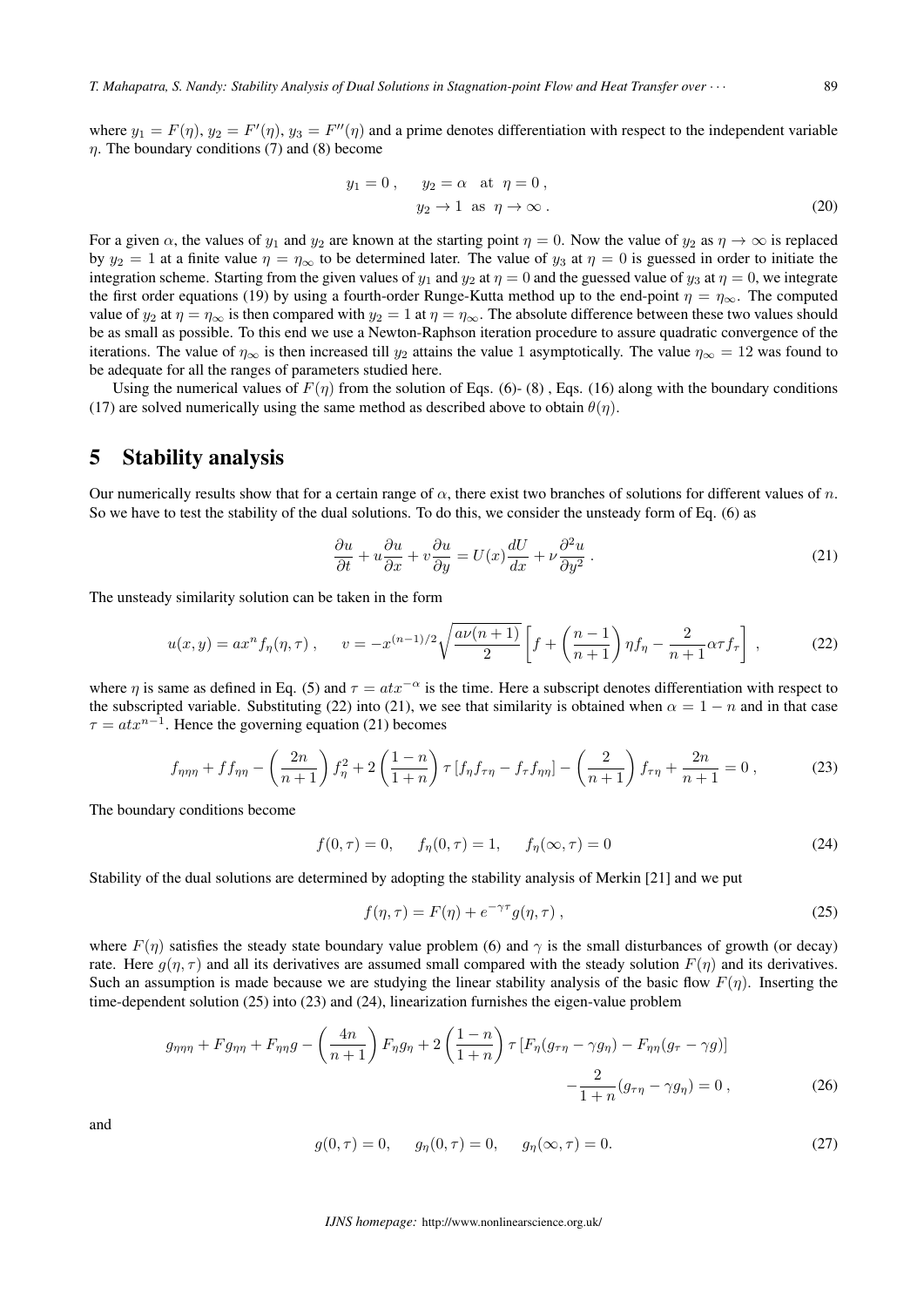where $y_1 = F(\eta)$, $y_2 = F'(\eta)$, $y_3 = F''(\eta)$ and a prime denotes differentiation with respect to the independent variable $\eta$. The boundary conditions (7) and (8) become

$$
\begin{aligned}
y_1 = 0\,, \quad y_2 = \alpha \quad \text{at} \quad \eta = 0\,, \\
y_2 \to 1 \quad \text{as} \quad \eta \to \infty\,.
\end{aligned}
\tag{20}
$$

For a given $\alpha$, the values of $y_1$ and $y_2$ are known at the starting point $\eta = 0$. Now the value of $y_2$ as $\eta \to \infty$ is replaced by $y_2 = 1$ at a finite value $\eta = \eta_\infty$ to be determined later. The value of $y_3$ at $\eta = 0$ is guessed in order to initiate the integration scheme. Starting from the given values of $y_1$ and $y_2$ at $\eta = 0$ and the guessed value of $y_3$ at $\eta = 0$, we integrate the first order equations (19) by using a fourth-order Runge-Kutta method up to the end-point $\eta = \eta_\infty$. The computed value of $y_2$ at $\eta = \eta_\infty$ is then compared with $y_2 = 1$ at $\eta = \eta_\infty$. The absolute difference between these two values should be as small as possible. To this end we use a Newton-Raphson iteration procedure to assure quadratic convergence of the iterations. The value of $\eta_\infty$ is then increased till $y_2$ attains the value 1 asymptotically. The value $\eta_\infty = 12$ was found to be adequate for all the ranges of parameters studied here.

Using the numerical values of $F(\eta)$ from the solution of Eqs. (6)- (8) , Eqs. (16) along with the boundary conditions (17) are solved numerically using the same method as described above to obtain $\theta(\eta)$.

## 5 Stability analysis

Our numerically results show that for a certain range of $\alpha$, there exist two branches of solutions for different values of $n$. So we have to test the stability of the dual solutions. To do this, we consider the unsteady form of Eq. (6) as

$$
\frac{\partial u}{\partial t} + u\frac{\partial u}{\partial x} + v\frac{\partial u}{\partial y} = U(x)\frac{dU}{dx} + \nu\frac{\partial^2 u}{\partial y^2}\,. \tag{21}
$$

The unsteady similarity solution can be taken in the form

$$
u(x,y) = ax^n f_\eta(\eta,\tau)\,, \qquad v = -x^{(n-1)/2}\sqrt{\frac{a\nu(n+1)}{2}}\left[f + \left(\frac{n-1}{n+1}\right)\eta f_\eta - \frac{2}{n+1}\alpha\tau f_\tau\right]\,, \tag{22}
$$

where $\eta$ is same as defined in Eq. (5) and $\tau = atx^{-\alpha}$ is the time. Here a subscript denotes differentiation with respect to the subscripted variable. Substituting (22) into (21), we see that similarity is obtained when $\alpha = 1 - n$ and in that case $\tau = atx^{n-1}$. Hence the governing equation (21) becomes

$$
f_{\eta\eta\eta} + ff_{\eta\eta} - \left(\frac{2n}{n+1}\right)f_\eta^2 + 2\left(\frac{1-n}{1+n}\right)\tau\left[f_\eta f_{\tau\eta} - f_\tau f_{\eta\eta}\right] - \left(\frac{2}{n+1}\right)f_{\tau\eta} + \frac{2n}{n+1} = 0\,, \tag{23}
$$

The boundary conditions become

$$
f(0,\tau) = 0, \qquad f_\eta(0,\tau) = 1, \qquad f_\eta(\infty,\tau) = 0 \tag{24}
$$

Stability of the dual solutions are determined by adopting the stability analysis of Merkin [21] and we put

$$
f(\eta,\tau) = F(\eta) + e^{-\gamma\tau}g(\eta,\tau)\,, \tag{25}
$$

where $F(\eta)$ satisfies the steady state boundary value problem (6) and $\gamma$ is the small disturbances of growth (or decay) rate. Here $g(\eta,\tau)$ and all its derivatives are assumed small compared with the steady solution $F(\eta)$ and its derivatives. Such an assumption is made because we are studying the linear stability analysis of the basic flow $F(\eta)$. Inserting the time-dependent solution (25) into (23) and (24), linearization furnishes the eigen-value problem

$$
\begin{aligned}
g_{\eta\eta\eta} + Fg_{\eta\eta} + F_{\eta\eta}g - \left(\frac{4n}{n+1}\right)F_\eta g_\eta + 2\left(\frac{1-n}{1+n}\right)\tau\left[F_\eta(g_{\tau\eta} - \gamma g_\eta) - F_{\eta\eta}(g_\tau - \gamma g)\right] \\
- \frac{2}{1+n}(g_{\tau\eta} - \gamma g_\eta) = 0\,,
\end{aligned}
\tag{26}
$$

and

$$
g(0,\tau) = 0, \qquad g_\eta(0,\tau) = 0, \qquad g_\eta(\infty,\tau) = 0. \tag{27}
$$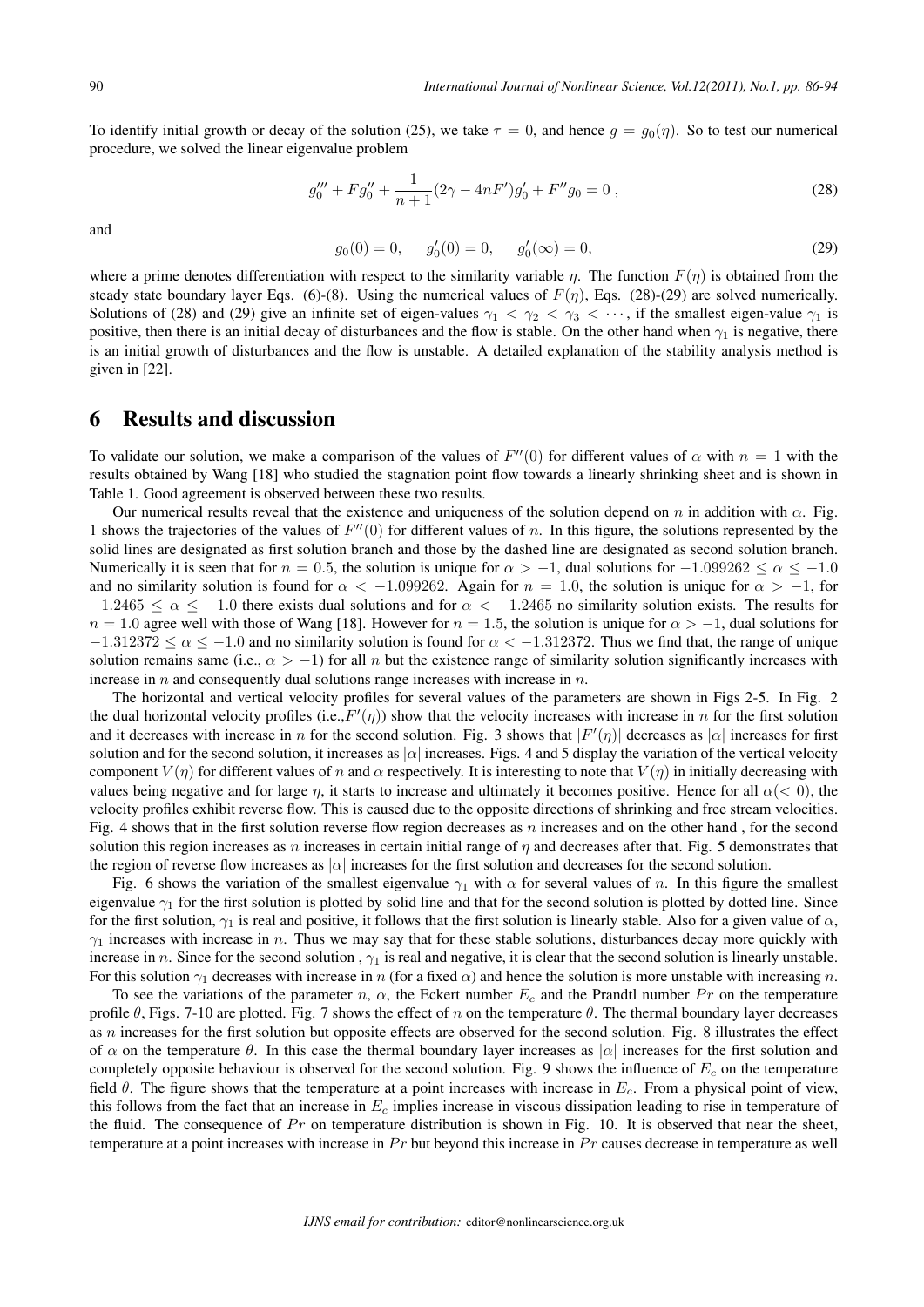To identify initial growth or decay of the solution (25), we take $\tau = 0$, and hence $g = g_0(\eta)$. So to test our numerical procedure, we solved the linear eigenvalue problem

$$g_0''' + F g_0'' + \frac{1}{n+1}(2\gamma - 4nF')g_0' + F'' g_0 = 0\,, \tag{28}$$

and

$$g_0(0) = 0, \quad g_0'(0) = 0, \quad g_0'(\infty) = 0, \tag{29}$$

where a prime denotes differentiation with respect to the similarity variable $\eta$. The function $F(\eta)$ is obtained from the steady state boundary layer Eqs. (6)-(8). Using the numerical values of $F(\eta)$, Eqs. (28)-(29) are solved numerically. Solutions of (28) and (29) give an infinite set of eigen-values $\gamma_1 < \gamma_2 < \gamma_3 < \cdots$, if the smallest eigen-value $\gamma_1$ is positive, then there is an initial decay of disturbances and the flow is stable. On the other hand when $\gamma_1$ is negative, there is an initial growth of disturbances and the flow is unstable. A detailed explanation of the stability analysis method is given in [22].

# 6 Results and discussion

To validate our solution, we make a comparison of the values of $F''(0)$ for different values of $\alpha$ with $n = 1$ with the results obtained by Wang [18] who studied the stagnation point flow towards a linearly shrinking sheet and is shown in Table 1. Good agreement is observed between these two results.

Our numerical results reveal that the existence and uniqueness of the solution depend on $n$ in addition with $\alpha$. Fig. 1 shows the trajectories of the values of $F''(0)$ for different values of $n$. In this figure, the solutions represented by the solid lines are designated as first solution branch and those by the dashed line are designated as second solution branch. Numerically it is seen that for $n = 0.5$, the solution is unique for $\alpha > -1$, dual solutions for $-1.099262 \le \alpha \le -1.0$ and no similarity solution is found for $\alpha < -1.099262$. Again for $n = 1.0$, the solution is unique for $\alpha > -1$, for $-1.2465 \le \alpha \le -1.0$ there exists dual solutions and for $\alpha < -1.2465$ no similarity solution exists. The results for $n = 1.0$ agree well with those of Wang [18]. However for $n = 1.5$, the solution is unique for $\alpha > -1$, dual solutions for $-1.312372 \le \alpha \le -1.0$ and no similarity solution is found for $\alpha < -1.312372$. Thus we find that, the range of unique solution remains same (i.e., $\alpha > -1$) for all $n$ but the existence range of similarity solution significantly increases with increase in $n$ and consequently dual solutions range increases with increase in $n$.

The horizontal and vertical velocity profiles for several values of the parameters are shown in Figs 2-5. In Fig. 2 the dual horizontal velocity profiles (i.e.,$F'(\eta)$) show that the velocity increases with increase in $n$ for the first solution and it decreases with increase in $n$ for the second solution. Fig. 3 shows that $|F'(\eta)|$ decreases as $|\alpha|$ increases for first solution and for the second solution, it increases as $|\alpha|$ increases. Figs. 4 and 5 display the variation of the vertical velocity component $V(\eta)$ for different values of $n$ and $\alpha$ respectively. It is interesting to note that $V(\eta)$ in initially decreasing with values being negative and for large $\eta$, it starts to increase and ultimately it becomes positive. Hence for all $\alpha(< 0)$, the velocity profiles exhibit reverse flow. This is caused due to the opposite directions of shrinking and free stream velocities. Fig. 4 shows that in the first solution reverse flow region decreases as $n$ increases and on the other hand , for the second solution this region increases as $n$ increases in certain initial range of $\eta$ and decreases after that. Fig. 5 demonstrates that the region of reverse flow increases as $|\alpha|$ increases for the first solution and decreases for the second solution.

Fig. 6 shows the variation of the smallest eigenvalue $\gamma_1$ with $\alpha$ for several values of $n$. In this figure the smallest eigenvalue $\gamma_1$ for the first solution is plotted by solid line and that for the second solution is plotted by dotted line. Since for the first solution, $\gamma_1$ is real and positive, it follows that the first solution is linearly stable. Also for a given value of $\alpha$, $\gamma_1$ increases with increase in $n$. Thus we may say that for these stable solutions, disturbances decay more quickly with increase in $n$. Since for the second solution , $\gamma_1$ is real and negative, it is clear that the second solution is linearly unstable. For this solution $\gamma_1$ decreases with increase in $n$ (for a fixed $\alpha$) and hence the solution is more unstable with increasing $n$.

To see the variations of the parameter $n$, $\alpha$, the Eckert number $E_c$ and the Prandtl number $Pr$ on the temperature profile $\theta$, Figs. 7-10 are plotted. Fig. 7 shows the effect of $n$ on the temperature $\theta$. The thermal boundary layer decreases as $n$ increases for the first solution but opposite effects are observed for the second solution. Fig. 8 illustrates the effect of $\alpha$ on the temperature $\theta$. In this case the thermal boundary layer increases as $|\alpha|$ increases for the first solution and completely opposite behaviour is observed for the second solution. Fig. 9 shows the influence of $E_c$ on the temperature field $\theta$. The figure shows that the temperature at a point increases with increase in $E_c$. From a physical point of view, this follows from the fact that an increase in $E_c$ implies increase in viscous dissipation leading to rise in temperature of the fluid. The consequence of $Pr$ on temperature distribution is shown in Fig. 10. It is observed that near the sheet, temperature at a point increases with increase in $Pr$ but beyond this increase in $Pr$ causes decrease in temperature as well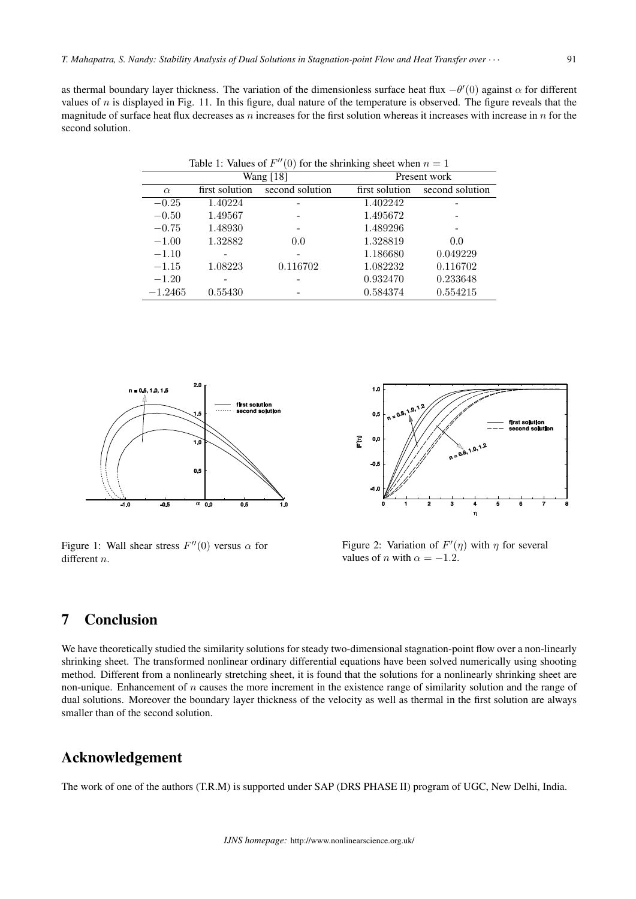as thermal boundary layer thickness. The variation of the dimensionless surface heat flux $-\theta'(0)$ against $\alpha$ for different values of $n$ is displayed in Fig. 11. In this figure, dual nature of the temperature is observed. The figure reveals that the magnitude of surface heat flux decreases as $n$ increases for the first solution whereas it increases with increase in $n$ for the second solution.

Table 1: Values of $F''(0)$ for the shrinking sheet when $n = 1$

| | Wang [18] | | Present work | |
|---|---|---|---|---|
| $\alpha$ | first solution | second solution | first solution | second solution |
| $-0.25$ | 1.40224 | - | 1.402242 | - |
| $-0.50$ | 1.49567 | - | 1.495672 | - |
| $-0.75$ | 1.48930 | - | 1.489296 | - |
| $-1.00$ | 1.32882 | 0.0 | 1.328819 | 0.0 |
| $-1.10$ | - | - | 1.186680 | 0.049229 |
| $-1.15$ | 1.08223 | 0.116702 | 1.082232 | 0.116702 |
| $-1.20$ | - | - | 0.932470 | 0.233648 |
| $-1.2465$ | 0.55430 | - | 0.584374 | 0.554215 |

Figure 1: Wall shear stress $F''(0)$ versus $\alpha$ for different $n$.

Figure 2: Variation of $F'(\eta)$ with $\eta$ for several values of $n$ with $\alpha = -1.2$.

## 7 Conclusion

We have theoretically studied the similarity solutions for steady two-dimensional stagnation-point flow over a non-linearly shrinking sheet. The transformed nonlinear ordinary differential equations have been solved numerically using shooting method. Different from a nonlinearly stretching sheet, it is found that the solutions for a nonlinearly shrinking sheet are non-unique. Enhancement of $n$ causes the more increment in the existence range of similarity solution and the range of dual solutions. Moreover the boundary layer thickness of the velocity as well as thermal in the first solution are always smaller than of the second solution.

## Acknowledgement

The work of one of the authors (T.R.M) is supported under SAP (DRS PHASE II) program of UGC, New Delhi, India.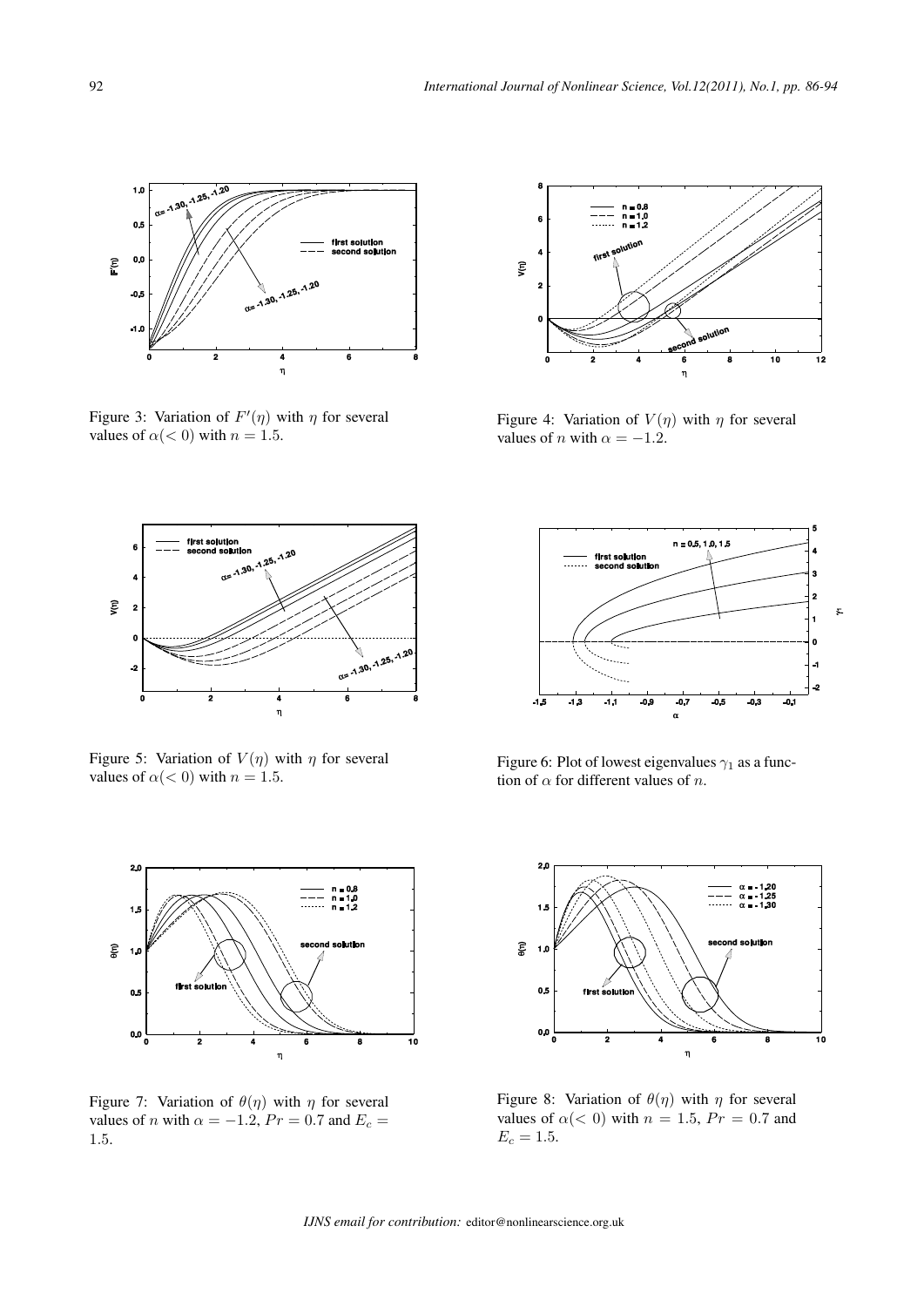Figure 3: Variation of $F'(\eta)$ with $\eta$ for several values of $\alpha(< 0)$ with $n = 1.5$.

Figure 4: Variation of $V(\eta)$ with $\eta$ for several values of $n$ with $\alpha = -1.2$.

Figure 5: Variation of $V(\eta)$ with $\eta$ for several values of $\alpha(< 0)$ with $n = 1.5$.

Figure 6: Plot of lowest eigenvalues $\gamma_1$ as a function of $\alpha$ for different values of $n$.

Figure 7: Variation of $\theta(\eta)$ with $\eta$ for several values of $n$ with $\alpha = -1.2$, $Pr = 0.7$ and $E_c = 1.5$.

Figure 8: Variation of $\theta(\eta)$ with $\eta$ for several values of $\alpha(< 0)$ with $n = 1.5$, $Pr = 0.7$ and $E_c = 1.5$.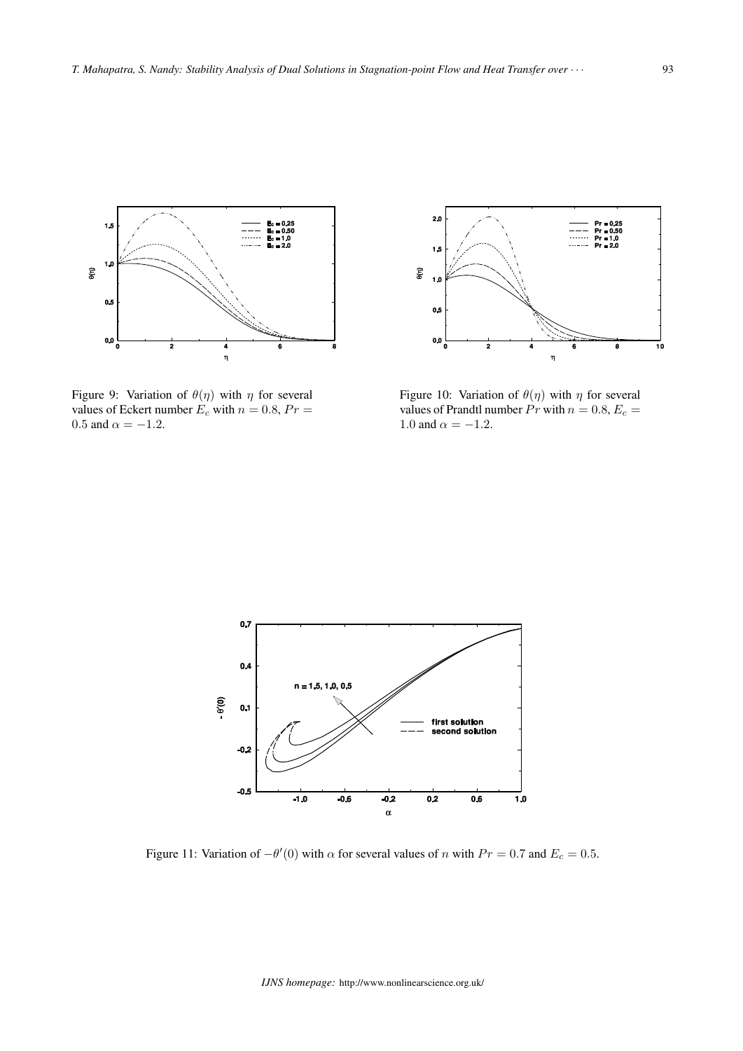Figure 9: Variation of $\theta(\eta)$ with $\eta$ for several values of Eckert number $E_c$ with $n = 0.8$, $Pr = 0.5$ and $\alpha = -1.2$.

Figure 10: Variation of $\theta(\eta)$ with $\eta$ for several values of Prandtl number $Pr$ with $n = 0.8$, $E_c = 1.0$ and $\alpha = -1.2$.

Figure 11: Variation of $-\theta'(0)$ with $\alpha$ for several values of $n$ with $Pr = 0.7$ and $E_c = 0.5$.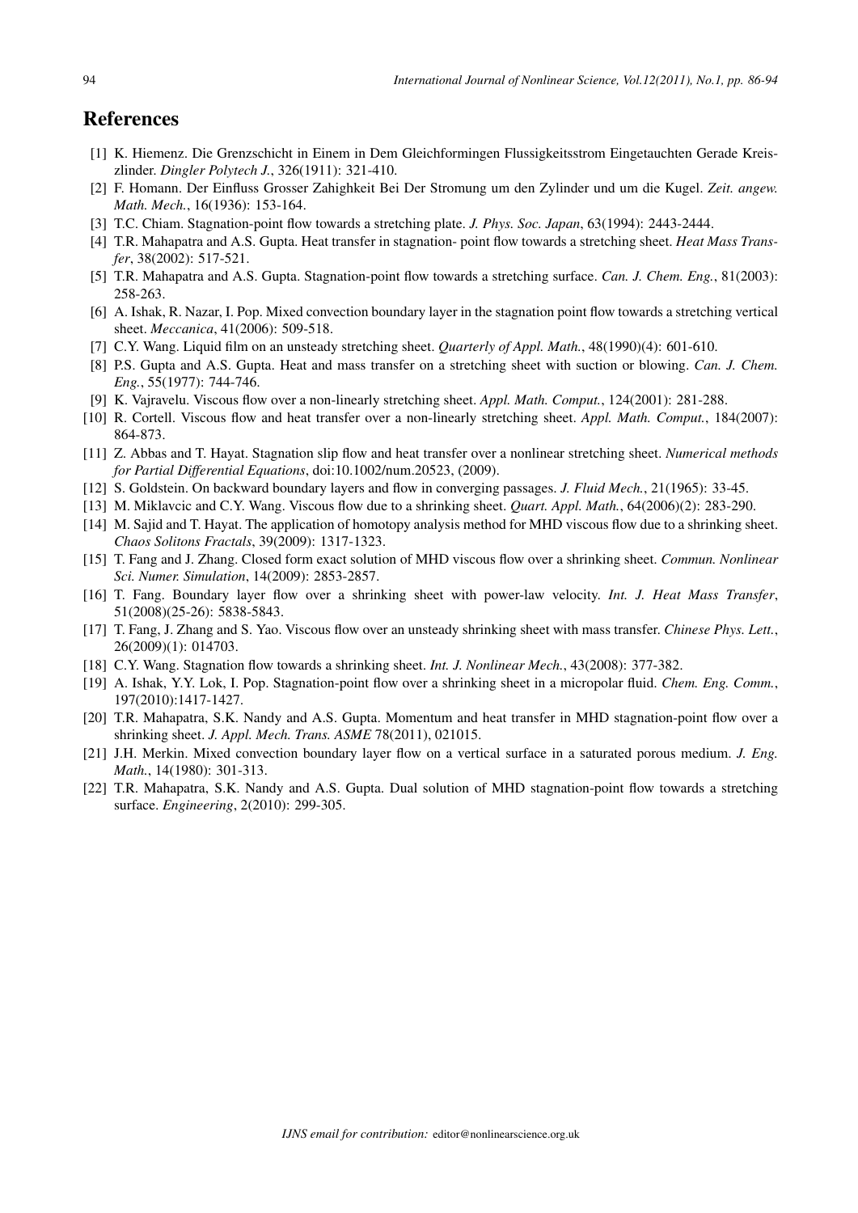# References

[1] K. Hiemenz. Die Grenzschicht in Einem in Dem Gleichformingen Flussigkeitsstrom Eingetauchten Gerade Kreiszlinder. *Dingler Polytech J.*, 326(1911): 321-410.

[2] F. Homann. Der Einfluss Grosser Zahighkeit Bei Der Stromung um den Zylinder und um die Kugel. *Zeit. angew. Math. Mech.*, 16(1936): 153-164.

[3] T.C. Chiam. Stagnation-point flow towards a stretching plate. *J. Phys. Soc. Japan*, 63(1994): 2443-2444.

[4] T.R. Mahapatra and A.S. Gupta. Heat transfer in stagnation- point flow towards a stretching sheet. *Heat Mass Transfer*, 38(2002): 517-521.

[5] T.R. Mahapatra and A.S. Gupta. Stagnation-point flow towards a stretching surface. *Can. J. Chem. Eng.*, 81(2003): 258-263.

[6] A. Ishak, R. Nazar, I. Pop. Mixed convection boundary layer in the stagnation point flow towards a stretching vertical sheet. *Meccanica*, 41(2006): 509-518.

[7] C.Y. Wang. Liquid film on an unsteady stretching sheet. *Quarterly of Appl. Math.*, 48(1990)(4): 601-610.

[8] P.S. Gupta and A.S. Gupta. Heat and mass transfer on a stretching sheet with suction or blowing. *Can. J. Chem. Eng.*, 55(1977): 744-746.

[9] K. Vajravelu. Viscous flow over a non-linearly stretching sheet. *Appl. Math. Comput.*, 124(2001): 281-288.

[10] R. Cortell. Viscous flow and heat transfer over a non-linearly stretching sheet. *Appl. Math. Comput.*, 184(2007): 864-873.

[11] Z. Abbas and T. Hayat. Stagnation slip flow and heat transfer over a nonlinear stretching sheet. *Numerical methods for Partial Differential Equations*, doi:10.1002/num.20523, (2009).

[12] S. Goldstein. On backward boundary layers and flow in converging passages. *J. Fluid Mech.*, 21(1965): 33-45.

[13] M. Miklavcic and C.Y. Wang. Viscous flow due to a shrinking sheet. *Quart. Appl. Math.*, 64(2006)(2): 283-290.

[14] M. Sajid and T. Hayat. The application of homotopy analysis method for MHD viscous flow due to a shrinking sheet. *Chaos Solitons Fractals*, 39(2009): 1317-1323.

[15] T. Fang and J. Zhang. Closed form exact solution of MHD viscous flow over a shrinking sheet. *Commun. Nonlinear Sci. Numer. Simulation*, 14(2009): 2853-2857.

[16] T. Fang. Boundary layer flow over a shrinking sheet with power-law velocity. *Int. J. Heat Mass Transfer*, 51(2008)(25-26): 5838-5843.

[17] T. Fang, J. Zhang and S. Yao. Viscous flow over an unsteady shrinking sheet with mass transfer. *Chinese Phys. Lett.*, 26(2009)(1): 014703.

[18] C.Y. Wang. Stagnation flow towards a shrinking sheet. *Int. J. Nonlinear Mech.*, 43(2008): 377-382.

[19] A. Ishak, Y.Y. Lok, I. Pop. Stagnation-point flow over a shrinking sheet in a micropolar fluid. *Chem. Eng. Comm.*, 197(2010):1417-1427.

[20] T.R. Mahapatra, S.K. Nandy and A.S. Gupta. Momentum and heat transfer in MHD stagnation-point flow over a shrinking sheet. *J. Appl. Mech. Trans. ASME* 78(2011), 021015.

[21] J.H. Merkin. Mixed convection boundary layer flow on a vertical surface in a saturated porous medium. *J. Eng. Math.*, 14(1980): 301-313.

[22] T.R. Mahapatra, S.K. Nandy and A.S. Gupta. Dual solution of MHD stagnation-point flow towards a stretching surface. *Engineering*, 2(2010): 299-305.